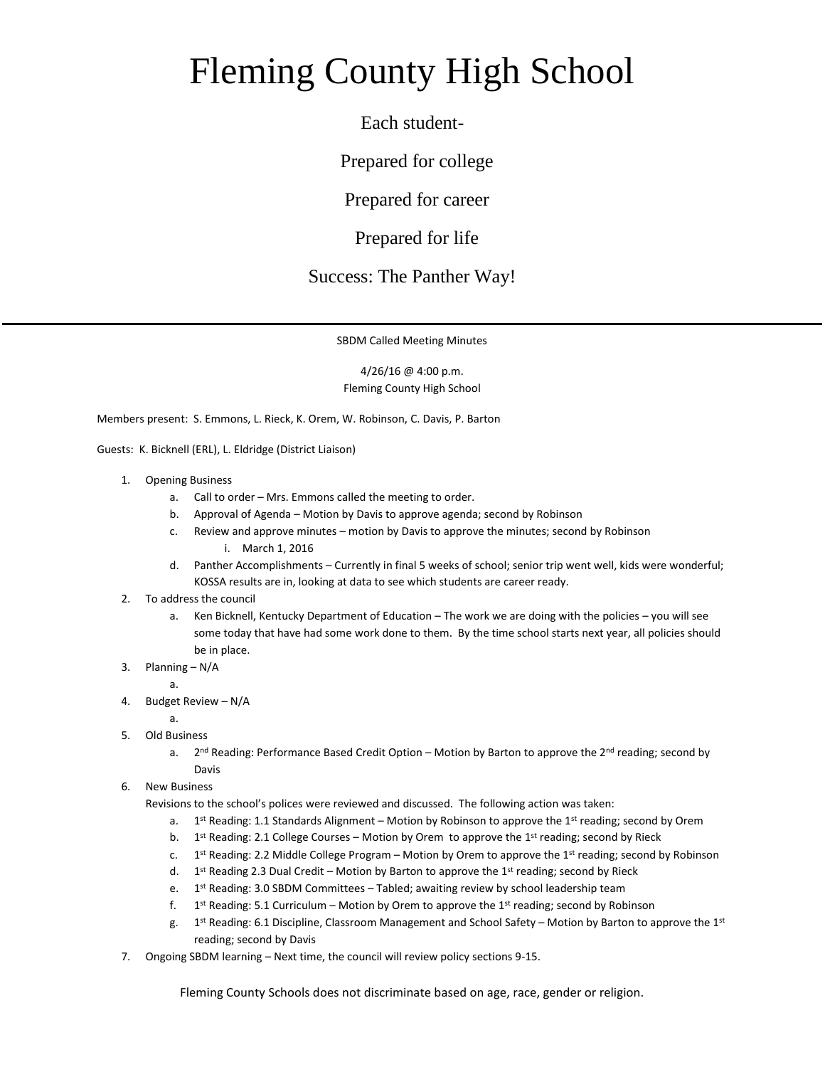# Fleming County High School

Each student-

Prepared for college

Prepared for career

Prepared for life

Success: The Panther Way!

---

SBDM Called Meeting Minutes

4/26/16 @ 4:00 p.m.
Fleming County High School

Members present: S. Emmons, L. Rieck, K. Orem, W. Robinson, C. Davis, P. Barton

Guests: K. Bicknell (ERL), L. Eldridge (District Liaison)

1. Opening Business
   a. Call to order – Mrs. Emmons called the meeting to order.
   b. Approval of Agenda – Motion by Davis to approve agenda; second by Robinson
   c. Review and approve minutes – motion by Davis to approve the minutes; second by Robinson
      i. March 1, 2016
   d. Panther Accomplishments – Currently in final 5 weeks of school; senior trip went well, kids were wonderful; KOSSA results are in, looking at data to see which students are career ready.
2. To address the council
   a. Ken Bicknell, Kentucky Department of Education – The work we are doing with the policies – you will see some today that have had some work done to them. By the time school starts next year, all policies should be in place.
3. Planning – N/A
   a.
4. Budget Review – N/A
   a.
5. Old Business
   a. 2nd Reading: Performance Based Credit Option – Motion by Barton to approve the 2nd reading; second by Davis
6. New Business

   Revisions to the school's polices were reviewed and discussed. The following action was taken:
   a. 1st Reading: 1.1 Standards Alignment – Motion by Robinson to approve the 1st reading; second by Orem
   b. 1st Reading: 2.1 College Courses – Motion by Orem to approve the 1st reading; second by Rieck
   c. 1st Reading: 2.2 Middle College Program – Motion by Orem to approve the 1st reading; second by Robinson
   d. 1st Reading 2.3 Dual Credit – Motion by Barton to approve the 1st reading; second by Rieck
   e. 1st Reading: 3.0 SBDM Committees – Tabled; awaiting review by school leadership team
   f. 1st Reading: 5.1 Curriculum – Motion by Orem to approve the 1st reading; second by Robinson
   g. 1st Reading: 6.1 Discipline, Classroom Management and School Safety – Motion by Barton to approve the 1st reading; second by Davis
7. Ongoing SBDM learning – Next time, the council will review policy sections 9-15.

Fleming County Schools does not discriminate based on age, race, gender or religion.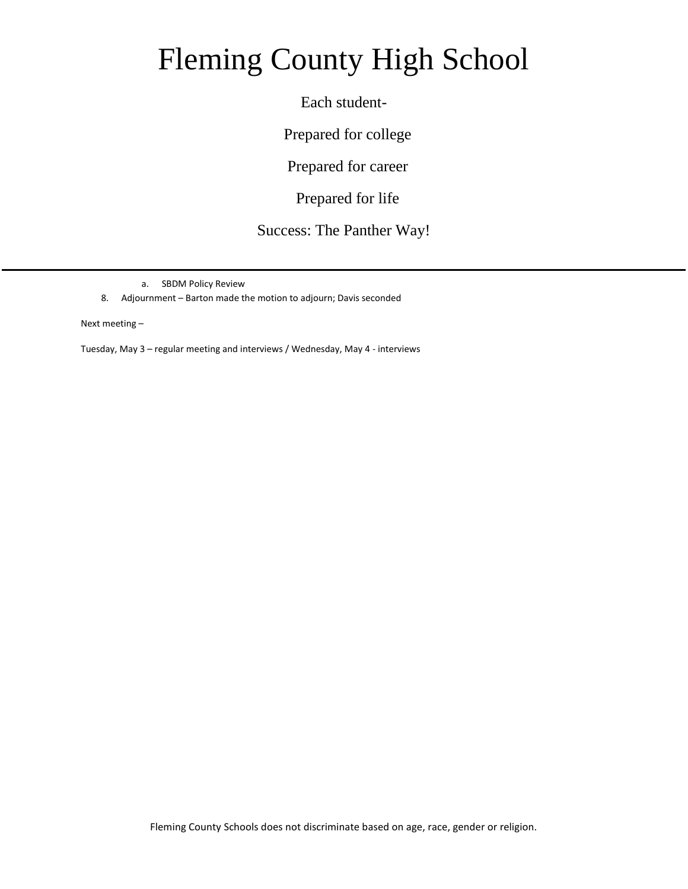a. SBDM Policy Review

8. Adjournment – Barton made the motion to adjourn; Davis seconded

Next meeting –

Tuesday, May 3 – regular meeting and interviews / Wednesday, May 4 - interviews